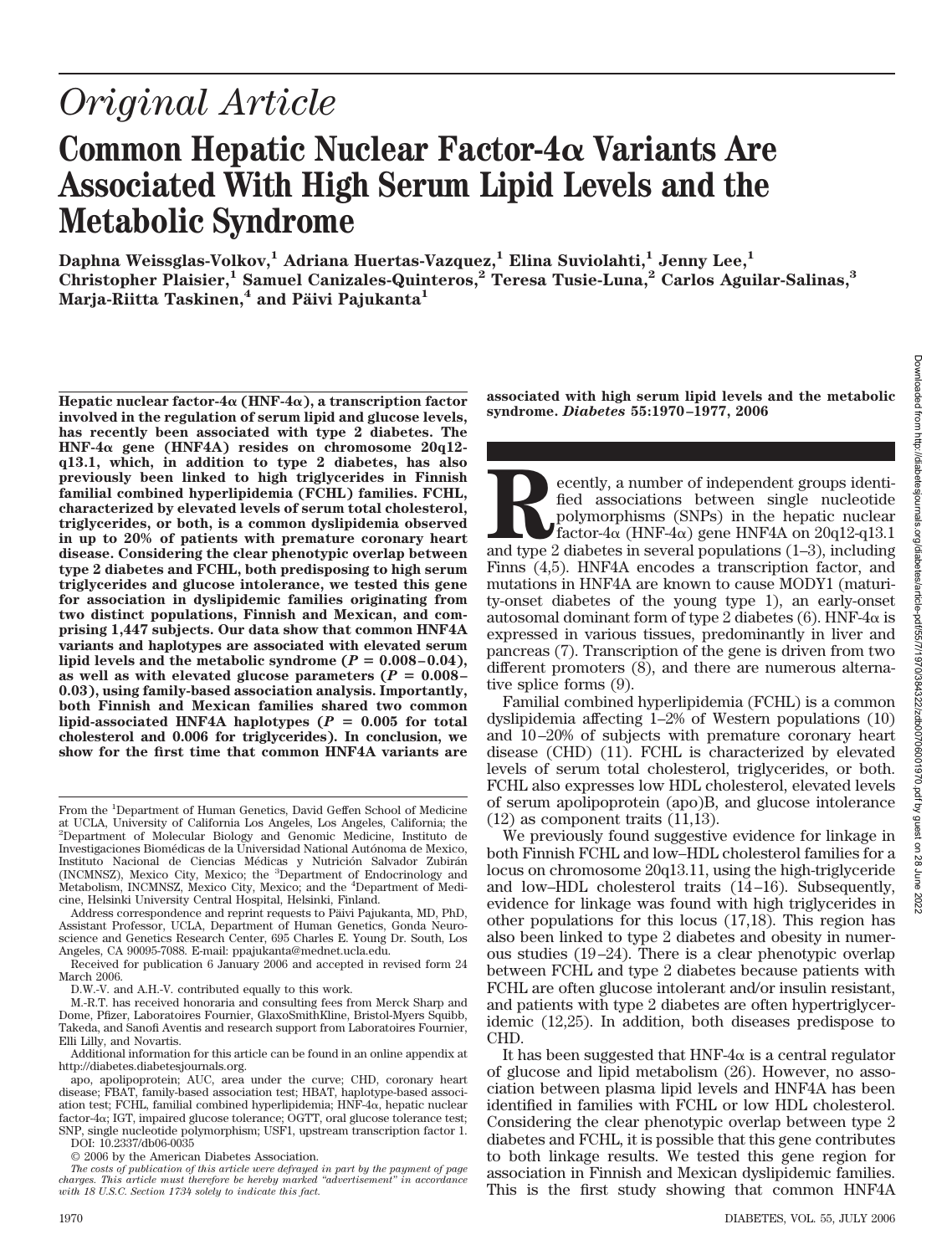# Original Article

# Common Hepatic Nuclear Factor-4α Variants Are Associated With High Serum Lipid Levels and the Metabolic Syndrome

**Daphna Weissglas-Volkov,[1] Adriana Huertas-Vazquez,[1] Elina Suviolahti,[1] Jenny Lee,[1] Christopher Plaisier,[1] Samuel Canizales-Quinteros,[2] Teresa Tusie-Luna,[2] Carlos Aguilar-Salinas,[3] Marja-Riitta Taskinen,[4] and Päivi Pajukanta[1]**

**Hepatic nuclear factor-4α (HNF-4α), a transcription factor involved in the regulation of serum lipid and glucose levels, has recently been associated with type 2 diabetes. The HNF-4α gene (HNF4A) resides on chromosome 20q12-q13.1, which, in addition to type 2 diabetes, has also previously been linked to high triglycerides in Finnish familial combined hyperlipidemia (FCHL) families. FCHL, characterized by elevated levels of serum total cholesterol, triglycerides, or both, is a common dyslipidemia observed in up to 20% of patients with premature coronary heart disease. Considering the clear phenotypic overlap between type 2 diabetes and FCHL, both predisposing to high serum triglycerides and glucose intolerance, we tested this gene for association in dyslipidemic families originating from two distinct populations, Finnish and Mexican, and comprising 1,447 subjects. Our data show that common HNF4A variants and haplotypes are associated with elevated serum lipid levels and the metabolic syndrome ($P = 0.008–0.04$), as well as with elevated glucose parameters ($P = 0.008–0.03$), using family-based association analysis. Importantly, both Finnish and Mexican families shared two common lipid-associated HNF4A haplotypes ($P = 0.005$ for total cholesterol and 0.006 for triglycerides). In conclusion, we show for the first time that common HNF4A variants are associated with high serum lipid levels and the metabolic syndrome.** *Diabetes* **55:1970–1977, 2006**

From the [1]Department of Human Genetics, David Geffen School of Medicine at UCLA, University of California Los Angeles, Los Angeles, California; the [2]Department of Molecular Biology and Genomic Medicine, Instituto de Investigaciones Biomédicas de la Universidad National Autónoma de Mexico, Instituto Nacional de Ciencias Médicas y Nutrición Salvador Zubirán (INCMNSZ), Mexico City, Mexico; the [3]Department of Endocrinology and Metabolism, INCMNSZ, Mexico City, Mexico; and the [4]Department of Medicine, Helsinki University Central Hospital, Helsinki, Finland.

Address correspondence and reprint requests to Päivi Pajukanta, MD, PhD, Assistant Professor, UCLA, Department of Human Genetics, Gonda Neuroscience and Genetics Research Center, 695 Charles E. Young Dr. South, Los Angeles, CA 90095-7088. E-mail: ppajukanta@mednet.ucla.edu.

Received for publication 6 January 2006 and accepted in revised form 24 March 2006.

D.W.-V. and A.H.-V. contributed equally to this work.

M.-R.T. has received honoraria and consulting fees from Merck Sharp and Dome, Pfizer, Laboratoires Fournier, GlaxoSmithKline, Bristol-Myers Squibb, Takeda, and Sanofi Aventis and research support from Laboratoires Fournier, Elli Lilly, and Novartis.

Additional information for this article can be found in an online appendix at http://diabetes.diabetesjournals.org.

apo, apolipoprotein; AUC, area under the curve; CHD, coronary heart disease; FBAT, family-based association test; HBAT, haplotype-based association test; FCHL, familial combined hyperlipidemia; HNF-4α, hepatic nuclear factor-4α; IGT, impaired glucose tolerance; OGTT, oral glucose tolerance test; SNP, single nucleotide polymorphism; USF1, upstream transcription factor 1.

DOI: 10.2337/db06-0035

© 2006 by the American Diabetes Association.

*The costs of publication of this article were defrayed in part by the payment of page charges. This article must therefore be hereby marked "advertisement" in accordance with 18 U.S.C. Section 1734 solely to indicate this fact.*

Recently, a number of independent groups identified associations between single nucleotide polymorphisms (SNPs) in the hepatic nuclear factor-4α (HNF-4α) gene HNF4A on 20q12-q13.1 and type 2 diabetes in several populations (1–3), including Finns (4,5). HNF4A encodes a transcription factor, and mutations in HNF4A are known to cause MODY1 (maturity-onset diabetes of the young type 1), an early-onset autosomal dominant form of type 2 diabetes (6). HNF-4α is expressed in various tissues, predominantly in liver and pancreas (7). Transcription of the gene is driven from two different promoters (8), and there are numerous alternative splice forms (9).

Familial combined hyperlipidemia (FCHL) is a common dyslipidemia affecting 1–2% of Western populations (10) and 10–20% of subjects with premature coronary heart disease (CHD) (11). FCHL is characterized by elevated levels of serum total cholesterol, triglycerides, or both. FCHL also expresses low HDL cholesterol, elevated levels of serum apolipoprotein (apo)B, and glucose intolerance (12) as component traits (11,13).

We previously found suggestive evidence for linkage in both Finnish FCHL and low–HDL cholesterol families for a locus on chromosome 20q13.11, using the high-triglyceride and low–HDL cholesterol traits (14–16). Subsequently, evidence for linkage was found with high triglycerides in other populations for this locus (17,18). This region has also been linked to type 2 diabetes and obesity in numerous studies (19–24). There is a clear phenotypic overlap between FCHL and type 2 diabetes because patients with FCHL are often glucose intolerant and/or insulin resistant, and patients with type 2 diabetes are often hypertriglyceridemic (12,25). In addition, both diseases predispose to CHD.

It has been suggested that HNF-4α is a central regulator of glucose and lipid metabolism (26). However, no association between plasma lipid levels and HNF4A has been identified in families with FCHL or low HDL cholesterol. Considering the clear phenotypic overlap between type 2 diabetes and FCHL, it is possible that this gene contributes to both linkage results. We tested this gene region for association in Finnish and Mexican dyslipidemic families. This is the first study showing that common HNF4A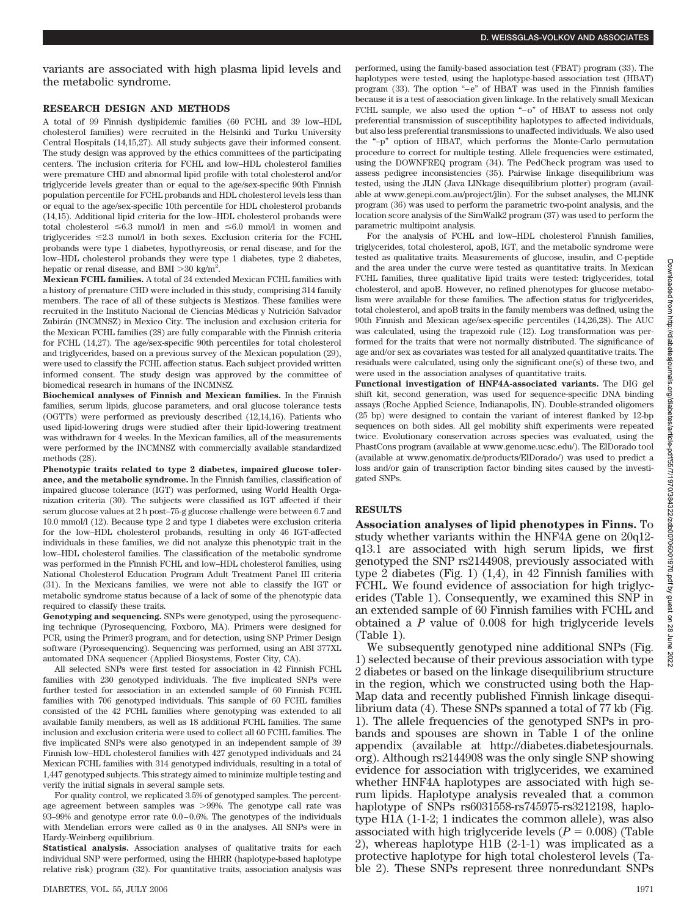variants are associated with high plasma lipid levels and the metabolic syndrome.

## RESEARCH DESIGN AND METHODS

A total of 99 Finnish dyslipidemic families (60 FCHL and 39 low–HDL cholesterol families) were recruited in the Helsinki and Turku University Central Hospitals (14,15,27). All study subjects gave their informed consent. The study design was approved by the ethics committees of the participating centers. The inclusion criteria for FCHL and low–HDL cholesterol families were premature CHD and abnormal lipid profile with total cholesterol and/or triglyceride levels greater than or equal to the age/sex-specific 90th Finnish population percentile for FCHL probands and HDL cholesterol levels less than or equal to the age/sex-specific 10th percentile for HDL cholesterol probands (14,15). Additional lipid criteria for the low–HDL cholesterol probands were total cholesterol ≤6.3 mmol/l in men and ≤6.0 mmol/l in women and triglycerides ≤2.3 mmol/l in both sexes. Exclusion criteria for the FCHL probands were type 1 diabetes, hypothyreosis, or renal disease, and for the low–HDL cholesterol probands they were type 1 diabetes, type 2 diabetes, hepatic or renal disease, and BMI >30 kg/m$^2$.

**Mexican FCHL families.** A total of 24 extended Mexican FCHL families with a history of premature CHD were included in this study, comprising 314 family members. The race of all of these subjects is Mestizos. These families were recruited in the Instituto Nacional de Ciencias Médicas y Nutrición Salvador Zubirán (INCMNSZ) in Mexico City. The inclusion and exclusion criteria for the Mexican FCHL families (28) are fully comparable with the Finnish criteria for FCHL (14,27). The age/sex-specific 90th percentiles for total cholesterol and triglycerides, based on a previous survey of the Mexican population (29), were used to classify the FCHL affection status. Each subject provided written informed consent. The study design was approved by the committee of biomedical research in humans of the INCMNSZ.

**Biochemical analyses of Finnish and Mexican families.** In the Finnish families, serum lipids, glucose parameters, and oral glucose tolerance tests (OGTTs) were performed as previously described (12,14,16). Patients who used lipid-lowering drugs were studied after their lipid-lowering treatment was withdrawn for 4 weeks. In the Mexican families, all of the measurements were performed by the INCMNSZ with commercially available standardized methods (28).

**Phenotypic traits related to type 2 diabetes, impaired glucose tolerance, and the metabolic syndrome.** In the Finnish families, classification of impaired glucose tolerance (IGT) was performed, using World Health Organization criteria (30). The subjects were classified as IGT affected if their serum glucose values at 2 h post–75-g glucose challenge were between 6.7 and 10.0 mmol/l (12). Because type 2 and type 1 diabetes were exclusion criteria for the low–HDL cholesterol probands, resulting in only 46 IGT-affected individuals in these families, we did not analyze this phenotypic trait in the low–HDL cholesterol families. The classification of the metabolic syndrome was performed in the Finnish FCHL and low–HDL cholesterol families, using National Cholesterol Education Program Adult Treatment Panel III criteria (31). In the Mexicans families, we were not able to classify the IGT or metabolic syndrome status because of a lack of some of the phenotypic data required to classify these traits.

**Genotyping and sequencing.** SNPs were genotyped, using the pyrosequencing technique (Pyrosequencing, Foxboro, MA). Primers were designed for PCR, using the Primer3 program, and for detection, using SNP Primer Design software (Pyrosequencing). Sequencing was performed, using an ABI 377XL automated DNA sequencer (Applied Biosystems, Foster City, CA).

All selected SNPs were first tested for association in 42 Finnish FCHL families with 230 genotyped individuals. The five implicated SNPs were further tested for association in an extended sample of 60 Finnish FCHL families with 706 genotyped individuals. This sample of 60 FCHL families consisted of the 42 FCHL families where genotyping was extended to all available family members, as well as 18 additional FCHL families. The same inclusion and exclusion criteria were used to collect all 60 FCHL families. The five implicated SNPs were also genotyped in an independent sample of 39 Finnish low–HDL cholesterol families with 427 genotyped individuals and 24 Mexican FCHL families with 314 genotyped individuals, resulting in a total of 1,447 genotyped subjects. This strategy aimed to minimize multiple testing and verify the initial signals in several sample sets.

For quality control, we replicated 3.5% of genotyped samples. The percentage agreement between samples was >99%. The genotype call rate was 93–99% and genotype error rate 0.0–0.6%. The genotypes of the individuals with Mendelian errors were called as 0 in the analyses. All SNPs were in Hardy-Weinberg equilibrium.

**Statistical analysis.** Association analyses of qualitative traits for each individual SNP were performed, using the HHRR (haplotype-based haplotype relative risk) program (32). For quantitative traits, association analysis was performed, using the family-based association test (FBAT) program (33). The haplotypes were tested, using the haplotype-based association test (HBAT) program (33). The option "–e" of HBAT was used in the Finnish families because it is a test of association given linkage. In the relatively small Mexican FCHL sample, we also used the option "–o" of HBAT to assess not only preferential transmission of susceptibility haplotypes to affected individuals, but also less preferential transmissions to unaffected individuals. We also used the "–p" option of HBAT, which performs the Monte-Carlo permutation procedure to correct for multiple testing. Allele frequencies were estimated, using the DOWNFREQ program (34). The PedCheck program was used to assess pedigree inconsistencies (35). Pairwise linkage disequilibrium was tested, using the JLIN (Java LINkage disequilibrium plotter) program (available at www.genepi.com.au/project/jlin). For the subset analyses, the MLINK program (36) was used to perform the parametric two-point analysis, and the location score analysis of the SimWalk2 program (37) was used to perform the parametric multipoint analysis.

For the analysis of FCHL and low–HDL cholesterol Finnish families, triglycerides, total cholesterol, apoB, IGT, and the metabolic syndrome were tested as qualitative traits. Measurements of glucose, insulin, and C-peptide and the area under the curve were tested as quantitative traits. In Mexican FCHL families, three qualitative lipid traits were tested: triglycerides, total cholesterol, and apoB. However, no refined phenotypes for glucose metabolism were available for these families. The affection status for triglycerides, total cholesterol, and apoB traits in the family members was defined, using the 90th Finnish and Mexican age/sex-specific percentiles (14,26,28). The AUC was calculated, using the trapezoid rule (12). Log transformation was performed for the traits that were not normally distributed. The significance of age and/or sex as covariates was tested for all analyzed quantitative traits. The residuals were calculated, using only the significant one(s) of these two, and were used in the association analyses of quantitative traits.

**Functional investigation of HNF4A-associated variants.** The DIG gel shift kit, second generation, was used for sequence-specific DNA binding assays (Roche Applied Science, Indianapolis, IN). Double-stranded oligomers (25 bp) were designed to contain the variant of interest flanked by 12-bp sequences on both sides. All gel mobility shift experiments were repeated twice. Evolutionary conservation across species was evaluated, using the PhastCons program (available at www.genome.ucsc.edu/). The ElDorado tool (available at www.genomatix.de/products/ElDorado/) was used to predict a loss and/or gain of transcription factor binding sites caused by the investigated SNPs.

## RESULTS

**Association analyses of lipid phenotypes in Finns.** To study whether variants within the HNF4A gene on 20q12-q13.1 are associated with high serum lipids, we first genotyped the SNP rs2144908, previously associated with type 2 diabetes (Fig. 1) (1,4), in 42 Finnish families with FCHL. We found evidence of association for high triglycerides (Table 1). Consequently, we examined this SNP in an extended sample of 60 Finnish families with FCHL and obtained a $P$ value of 0.008 for high triglyceride levels (Table 1).

We subsequently genotyped nine additional SNPs (Fig. 1) selected because of their previous association with type 2 diabetes or based on the linkage disequilibrium structure in the region, which we constructed using both the HapMap data and recently published Finnish linkage disequilibrium data (4). These SNPs spanned a total of 77 kb (Fig. 1). The allele frequencies of the genotyped SNPs in probands and spouses are shown in Table 1 of the online appendix (available at http://diabetes.diabetesjournals.org). Although rs2144908 was the only single SNP showing evidence for association with triglycerides, we examined whether HNF4A haplotypes are associated with high serum lipids. Haplotype analysis revealed that a common haplotype of SNPs rs6031558-rs745975-rs3212198, haplotype H1A (1-1-2; 1 indicates the common allele), was also associated with high triglyceride levels ($P = 0.008$) (Table 2), whereas haplotype H1B (2-1-1) was implicated as a protective haplotype for high total cholesterol levels (Table 2). These SNPs represent three nonredundant SNPs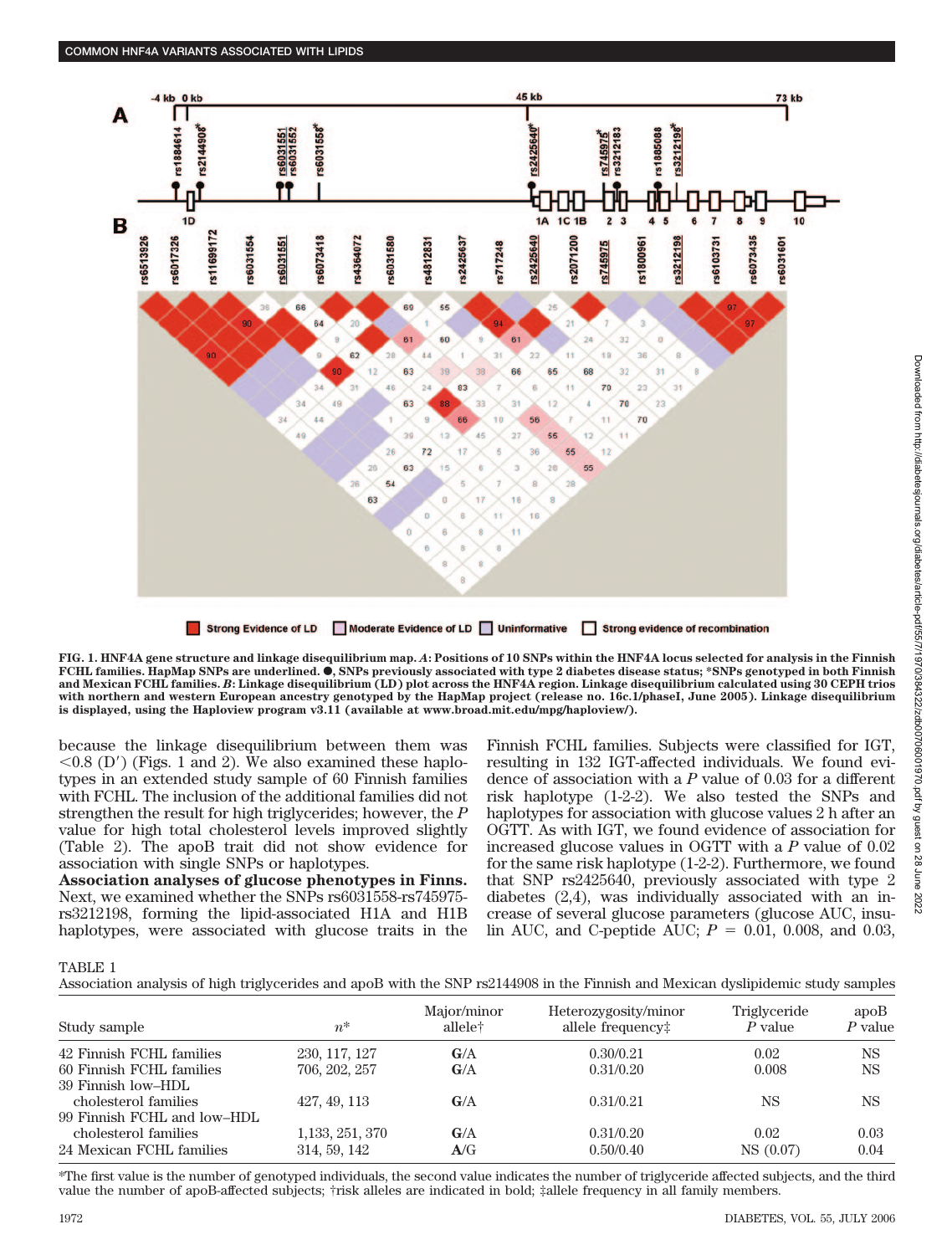FIG. 1. HNF4A gene structure and linkage disequilibrium map. *A*: Positions of 10 SNPs within the HNF4A locus selected for analysis in the Finnish FCHL families. HapMap SNPs are underlined. ●, SNPs previously associated with type 2 diabetes disease status; *SNPs genotyped in both Finnish and Mexican FCHL families. *B*: Linkage disequilibrium (LD) plot across the HNF4A region. Linkage disequilibrium calculated using 30 CEPH trios with northern and western European ancestry genotyped by the HapMap project (release no. 16c.1/phaseI, June 2005). Linkage disequilibrium is displayed, using the Haploview program v3.11 (available at www.broad.mit.edu/mpg/haploview/).

because the linkage disequilibrium between them was <0.8 (D′) (Figs. 1 and 2). We also examined these haplotypes in an extended study sample of 60 Finnish families with FCHL. The inclusion of the additional families did not strengthen the result for high triglycerides; however, the *P* value for high total cholesterol levels improved slightly (Table 2). The apoB trait did not show evidence for association with single SNPs or haplotypes.

**Association analyses of glucose phenotypes in Finns.** Next, we examined whether the SNPs rs6031558-rs745975-rs3212198, forming the lipid-associated H1A and H1B haplotypes, were associated with glucose traits in the Finnish FCHL families. Subjects were classified for IGT, resulting in 132 IGT-affected individuals. We found evidence of association with a *P* value of 0.03 for a different risk haplotype (1-2-2). We also tested the SNPs and haplotypes for association with glucose values 2 h after an OGTT. As with IGT, we found evidence of association for increased glucose values in OGTT with a *P* value of 0.02 for the same risk haplotype (1-2-2). Furthermore, we found that SNP rs2425640, previously associated with type 2 diabetes (2,4), was individually associated with an increase of several glucose parameters (glucose AUC, insulin AUC, and C-peptide AUC; *P* = 0.01, 0.008, and 0.03,

TABLE 1
Association analysis of high triglycerides and apoB with the SNP rs2144908 in the Finnish and Mexican dyslipidemic study samples

| Study sample | *n** | Major/minor allele† | Heterozygosity/minor allele frequency‡ | Triglyceride *P* value | apoB *P* value |
|---|---|---|---|---|---|
| 42 Finnish FCHL families | 230, 117, 127 | **G**/A | 0.30/0.21 | 0.02 | NS |
| 60 Finnish FCHL families | 706, 202, 257 | **G**/A | 0.31/0.20 | 0.008 | NS |
| 39 Finnish low–HDL cholesterol families | 427, 49, 113 | **G**/A | 0.31/0.21 | NS | NS |
| 99 Finnish FCHL and low–HDL cholesterol families | 1,133, 251, 370 | **G**/A | 0.31/0.20 | 0.02 | 0.03 |
| 24 Mexican FCHL families | 314, 59, 142 | **A**/G | 0.50/0.40 | NS (0.07) | 0.04 |

*The first value is the number of genotyped individuals, the second value indicates the number of triglyceride affected subjects, and the third value the number of apoB-affected subjects; †risk alleles are indicated in bold; ‡allele frequency in all family members.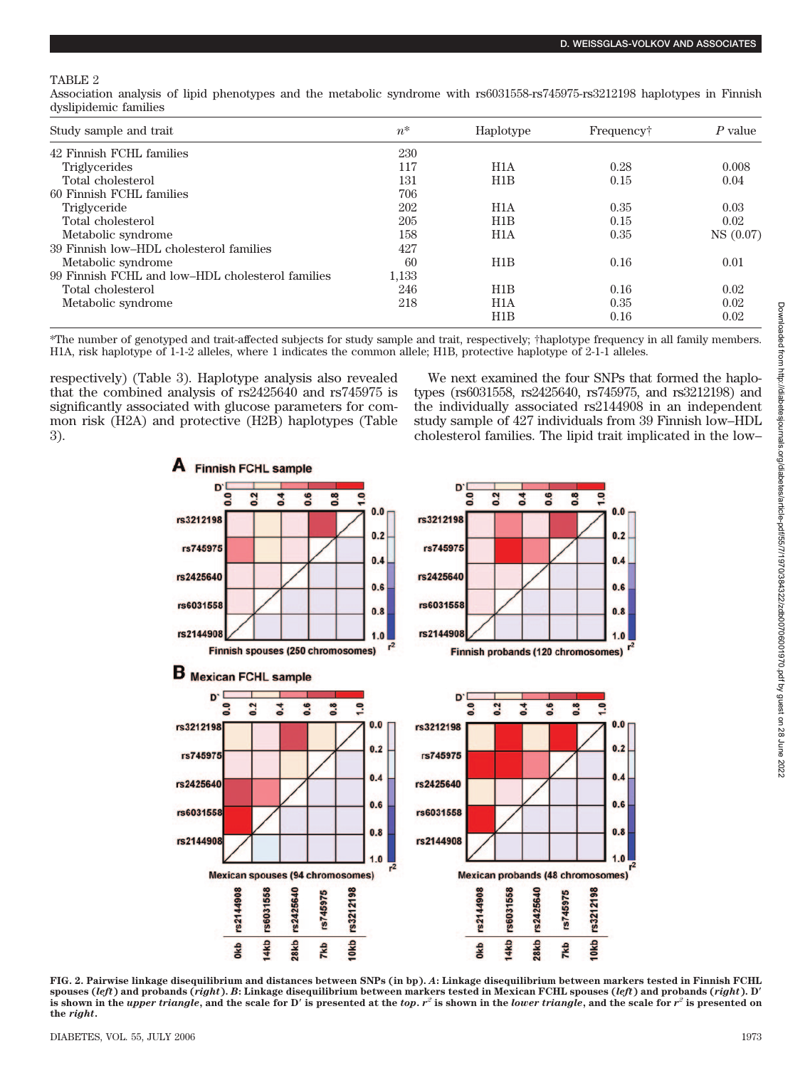TABLE 2

Association analysis of lipid phenotypes and the metabolic syndrome with rs6031558-rs745975-rs3212198 haplotypes in Finnish dyslipidemic families

| Study sample and trait | $n$* | Haplotype | Frequency† | $P$ value |
|---|---|---|---|---|
| 42 Finnish FCHL families | 230 | | | |
| Triglycerides | 117 | H1A | 0.28 | 0.008 |
| Total cholesterol | 131 | H1B | 0.15 | 0.04 |
| 60 Finnish FCHL families | 706 | | | |
| Triglyceride | 202 | H1A | 0.35 | 0.03 |
| Total cholesterol | 205 | H1B | 0.15 | 0.02 |
| Metabolic syndrome | 158 | H1A | 0.35 | NS (0.07) |
| 39 Finnish low–HDL cholesterol families | 427 | | | |
| Metabolic syndrome | 60 | H1B | 0.16 | 0.01 |
| 99 Finnish FCHL and low–HDL cholesterol families | 1,133 | | | |
| Total cholesterol | 246 | H1B | 0.16 | 0.02 |
| Metabolic syndrome | 218 | H1A | 0.35 | 0.02 |
| | | H1B | 0.16 | 0.02 |

*The number of genotyped and trait-affected subjects for study sample and trait, respectively; †haplotype frequency in all family members. H1A, risk haplotype of 1-1-2 alleles, where 1 indicates the common allele; H1B, protective haplotype of 2-1-1 alleles.

respectively) (Table 3). Haplotype analysis also revealed that the combined analysis of rs2425640 and rs745975 is significantly associated with glucose parameters for common risk (H2A) and protective (H2B) haplotypes (Table 3).

We next examined the four SNPs that formed the haplotypes (rs6031558, rs2425640, rs745975, and rs3212198) and the individually associated rs2144908 in an independent study sample of 427 individuals from 39 Finnish low–HDL cholesterol families. The lipid trait implicated in the low–

**FIG. 2. Pairwise linkage disequilibrium and distances between SNPs (in bp).** ***A*: Linkage disequilibrium between markers tested in Finnish FCHL spouses (*left*) and probands (*right*). *B*: Linkage disequilibrium between markers tested in Mexican FCHL spouses (*left*) and probands (*right*). D′ is shown in the *upper triangle*, and the scale for D′ is presented at the *top*. $r^2$ is shown in the *lower triangle*, and the scale for $r^2$ is presented on the *right*.**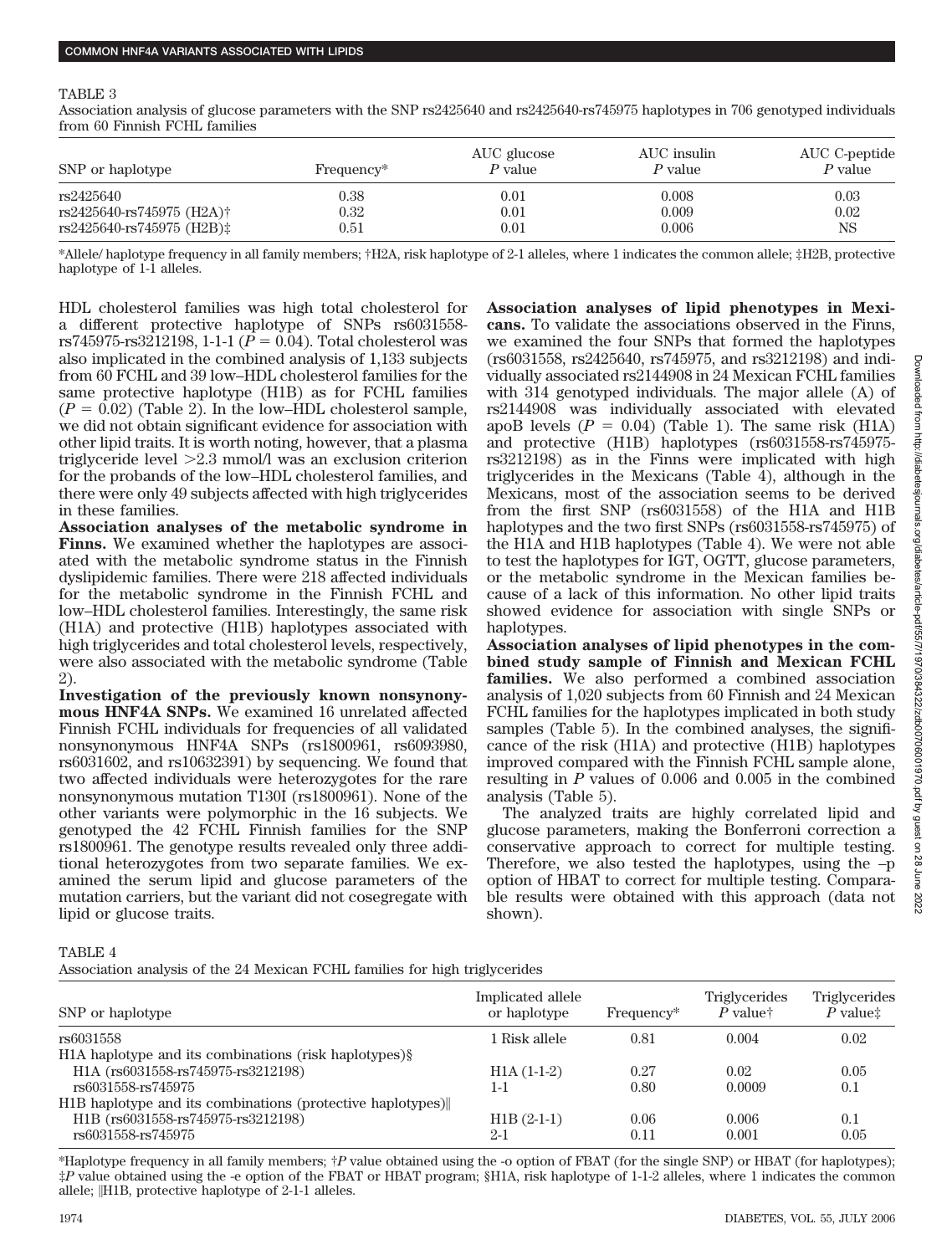TABLE 3

Association analysis of glucose parameters with the SNP rs2425640 and rs2425640-rs745975 haplotypes in 706 genotyped individuals from 60 Finnish FCHL families

| SNP or haplotype | Frequency* | AUC glucose *P* value | AUC insulin *P* value | AUC C-peptide *P* value |
|---|---|---|---|---|
| rs2425640 | 0.38 | 0.01 | 0.008 | 0.03 |
| rs2425640-rs745975 (H2A)† | 0.32 | 0.01 | 0.009 | 0.02 |
| rs2425640-rs745975 (H2B)‡ | 0.51 | 0.01 | 0.006 | NS |

*Allele/haplotype frequency in all family members; †H2A, risk haplotype of 2-1 alleles, where 1 indicates the common allele; ‡H2B, protective haplotype of 1-1 alleles.

HDL cholesterol families was high total cholesterol for a different protective haplotype of SNPs rs6031558-rs745975-rs3212198, 1-1-1 ($P = 0.04$). Total cholesterol was also implicated in the combined analysis of 1,133 subjects from 60 FCHL and 39 low–HDL cholesterol families for the same protective haplotype (H1B) as for FCHL families ($P = 0.02$) (Table 2). In the low–HDL cholesterol sample, we did not obtain significant evidence for association with other lipid traits. It is worth noting, however, that a plasma triglyceride level >2.3 mmol/l was an exclusion criterion for the probands of the low–HDL cholesterol families, and there were only 49 subjects affected with high triglycerides in these families.

**Association analyses of the metabolic syndrome in Finns.** We examined whether the haplotypes are associated with the metabolic syndrome status in the Finnish dyslipidemic families. There were 218 affected individuals for the metabolic syndrome in the Finnish FCHL and low–HDL cholesterol families. Interestingly, the same risk (H1A) and protective (H1B) haplotypes associated with high triglycerides and total cholesterol levels, respectively, were also associated with the metabolic syndrome (Table 2).

**Investigation of the previously known nonsynonymous HNF4A SNPs.** We examined 16 unrelated affected Finnish FCHL individuals for frequencies of all validated nonsynonymous HNF4A SNPs (rs1800961, rs6093980, rs6031602, and rs10632391) by sequencing. We found that two affected individuals were heterozygotes for the rare nonsynonymous mutation T130I (rs1800961). None of the other variants were polymorphic in the 16 subjects. We genotyped the 42 FCHL Finnish families for the SNP rs1800961. The genotype results revealed only three additional heterozygotes from two separate families. We examined the serum lipid and glucose parameters of the mutation carriers, but the variant did not cosegregate with lipid or glucose traits.

**Association analyses of lipid phenotypes in Mexicans.** To validate the associations observed in the Finns, we examined the four SNPs that formed the haplotypes (rs6031558, rs2425640, rs745975, and rs3212198) and individually associated rs2144908 in 24 Mexican FCHL families with 314 genotyped individuals. The major allele (A) of rs2144908 was individually associated with elevated apoB levels ($P = 0.04$) (Table 1). The same risk (H1A) and protective (H1B) haplotypes (rs6031558-rs745975-rs3212198) as in the Finns were implicated with high triglycerides in the Mexicans (Table 4), although in the Mexicans, most of the association seems to be derived from the first SNP (rs6031558) of the H1A and H1B haplotypes and the two first SNPs (rs6031558-rs745975) of the H1A and H1B haplotypes (Table 4). We were not able to test the haplotypes for IGT, OGTT, glucose parameters, or the metabolic syndrome in the Mexican families because of a lack of this information. No other lipid traits showed evidence for association with single SNPs or haplotypes.

**Association analyses of lipid phenotypes in the combined study sample of Finnish and Mexican FCHL families.** We also performed a combined association analysis of 1,020 subjects from 60 Finnish and 24 Mexican FCHL families for the haplotypes implicated in both study samples (Table 5). In the combined analyses, the significance of the risk (H1A) and protective (H1B) haplotypes improved compared with the Finnish FCHL sample alone, resulting in *P* values of 0.006 and 0.005 in the combined analysis (Table 5).

The analyzed traits are highly correlated lipid and glucose parameters, making the Bonferroni correction a conservative approach to correct for multiple testing. Therefore, we also tested the haplotypes, using the –p option of HBAT to correct for multiple testing. Comparable results were obtained with this approach (data not shown).

TABLE 4

Association analysis of the 24 Mexican FCHL families for high triglycerides

| SNP or haplotype | Implicated allele or haplotype | Frequency* | Triglycerides *P* value† | Triglycerides *P* value‡ |
|---|---|---|---|---|
| rs6031558 | 1 Risk allele | 0.81 | 0.004 | 0.02 |
| H1A haplotype and its combinations (risk haplotypes)§ | | | | |
| H1A (rs6031558-rs745975-rs3212198) | H1A (1-1-2) | 0.27 | 0.02 | 0.05 |
| rs6031558-rs745975 | 1-1 | 0.80 | 0.0009 | 0.1 |
| H1B haplotype and its combinations (protective haplotypes)‖ | | | | |
| H1B (rs6031558-rs745975-rs3212198) | H1B (2-1-1) | 0.06 | 0.006 | 0.1 |
| rs6031558-rs745975 | 2-1 | 0.11 | 0.001 | 0.05 |

*Haplotype frequency in all family members; †*P* value obtained using the -o option of FBAT (for the single SNP) or HBAT (for haplotypes); ‡*P* value obtained using the -e option of the FBAT or HBAT program; §H1A, risk haplotype of 1-1-2 alleles, where 1 indicates the common allele; ‖H1B, protective haplotype of 2-1-1 alleles.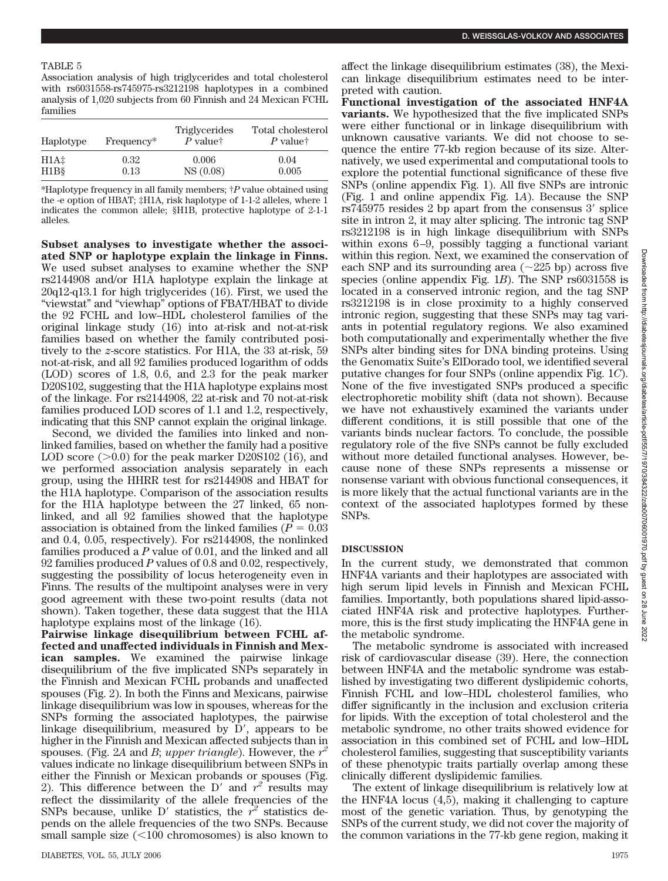TABLE 5

Association analysis of high triglycerides and total cholesterol with rs6031558-rs745975-rs3212198 haplotypes in a combined analysis of 1,020 subjects from 60 Finnish and 24 Mexican FCHL families

| Haplotype | Frequency* | Triglycerides P value† | Total cholesterol P value† |
|---|---|---|---|
| H1A‡ | 0.32 | 0.006 | 0.04 |
| H1B§ | 0.13 | NS (0.08) | 0.005 |

*Haplotype frequency in all family members; †*P* value obtained using the -e option of HBAT; ‡H1A, risk haplotype of 1-1-2 alleles, where 1 indicates the common allele; §H1B, protective haplotype of 2-1-1 alleles.

**Subset analyses to investigate whether the associated SNP or haplotype explain the linkage in Finns.** We used subset analyses to examine whether the SNP rs2144908 and/or H1A haplotype explain the linkage at 20q12-q13.1 for high triglycerides (16). First, we used the "viewstat" and "viewhap" options of FBAT/HBAT to divide the 92 FCHL and low–HDL cholesterol families of the original linkage study (16) into at-risk and not-at-risk families based on whether the family contributed positively to the *z*-score statistics. For H1A, the 33 at-risk, 59 not-at-risk, and all 92 families produced logarithm of odds (LOD) scores of 1.8, 0.6, and 2.3 for the peak marker D20S102, suggesting that the H1A haplotype explains most of the linkage. For rs2144908, 22 at-risk and 70 not-at-risk families produced LOD scores of 1.1 and 1.2, respectively, indicating that this SNP cannot explain the original linkage.

Second, we divided the families into linked and nonlinked families, based on whether the family had a positive LOD score (>0.0) for the peak marker D20S102 (16), and we performed association analysis separately in each group, using the HHRR test for rs2144908 and HBAT for the H1A haplotype. Comparison of the association results for the H1A haplotype between the 27 linked, 65 nonlinked, and all 92 families showed that the haplotype association is obtained from the linked families ($P = 0.03$ and 0.4, 0.05, respectively). For rs2144908, the nonlinked families produced a *P* value of 0.01, and the linked and all 92 families produced *P* values of 0.8 and 0.02, respectively, suggesting the possibility of locus heterogeneity even in Finns. The results of the multipoint analyses were in very good agreement with these two-point results (data not shown). Taken together, these data suggest that the H1A haplotype explains most of the linkage (16).

**Pairwise linkage disequilibrium between FCHL affected and unaffected individuals in Finnish and Mexican samples.** We examined the pairwise linkage disequilibrium of the five implicated SNPs separately in the Finnish and Mexican FCHL probands and unaffected spouses (Fig. 2). In both the Finns and Mexicans, pairwise linkage disequilibrium was low in spouses, whereas for the SNPs forming the associated haplotypes, the pairwise linkage disequilibrium, measured by D′, appears to be higher in the Finnish and Mexican affected subjects than in spouses. (Fig. 2*A* and *B*; *upper triangle*). However, the $r^2$ values indicate no linkage disequilibrium between SNPs in either the Finnish or Mexican probands or spouses (Fig. 2). This difference between the D′ and $r^2$ results may reflect the dissimilarity of the allele frequencies of the SNPs because, unlike D′ statistics, the $r^2$ statistics depends on the allele frequencies of the two SNPs. Because small sample size (<100 chromosomes) is also known to affect the linkage disequilibrium estimates (38), the Mexican linkage disequilibrium estimates need to be interpreted with caution.

**Functional investigation of the associated HNF4A variants.** We hypothesized that the five implicated SNPs were either functional or in linkage disequilibrium with unknown causative variants. We did not choose to sequence the entire 77-kb region because of its size. Alternatively, we used experimental and computational tools to explore the potential functional significance of these five SNPs (online appendix Fig. 1). All five SNPs are intronic (Fig. 1 and online appendix Fig. 1*A*). Because the SNP rs745975 resides 2 bp apart from the consensus 3′ splice site in intron 2, it may alter splicing. The intronic tag SNP rs3212198 is in high linkage disequilibrium with SNPs within exons 6–9, possibly tagging a functional variant within this region. Next, we examined the conservation of each SNP and its surrounding area (~225 bp) across five species (online appendix Fig. 1*B*). The SNP rs6031558 is located in a conserved intronic region, and the tag SNP rs3212198 is in close proximity to a highly conserved intronic region, suggesting that these SNPs may tag variants in potential regulatory regions. We also examined both computationally and experimentally whether the five SNPs alter binding sites for DNA binding proteins. Using the Genomatix Suite's ElDorado tool, we identified several putative changes for four SNPs (online appendix Fig. 1*C*). None of the five investigated SNPs produced a specific electrophoretic mobility shift (data not shown). Because we have not exhaustively examined the variants under different conditions, it is still possible that one of the variants binds nuclear factors. To conclude, the possible regulatory role of the five SNPs cannot be fully excluded without more detailed functional analyses. However, because none of these SNPs represents a missense or nonsense variant with obvious functional consequences, it is more likely that the actual functional variants are in the context of the associated haplotypes formed by these SNPs.

## DISCUSSION

In the current study, we demonstrated that common HNF4A variants and their haplotypes are associated with high serum lipid levels in Finnish and Mexican FCHL families. Importantly, both populations shared lipid-associated HNF4A risk and protective haplotypes. Furthermore, this is the first study implicating the HNF4A gene in the metabolic syndrome.

The metabolic syndrome is associated with increased risk of cardiovascular disease (39). Here, the connection between HNF4A and the metabolic syndrome was established by investigating two different dyslipidemic cohorts, Finnish FCHL and low–HDL cholesterol families, who differ significantly in the inclusion and exclusion criteria for lipids. With the exception of total cholesterol and the metabolic syndrome, no other traits showed evidence for association in this combined set of FCHL and low–HDL cholesterol families, suggesting that susceptibility variants of these phenotypic traits partially overlap among these clinically different dyslipidemic families.

The extent of linkage disequilibrium is relatively low at the HNF4A locus (4,5), making it challenging to capture most of the genetic variation. Thus, by genotyping the SNPs of the current study, we did not cover the majority of the common variations in the 77-kb gene region, making it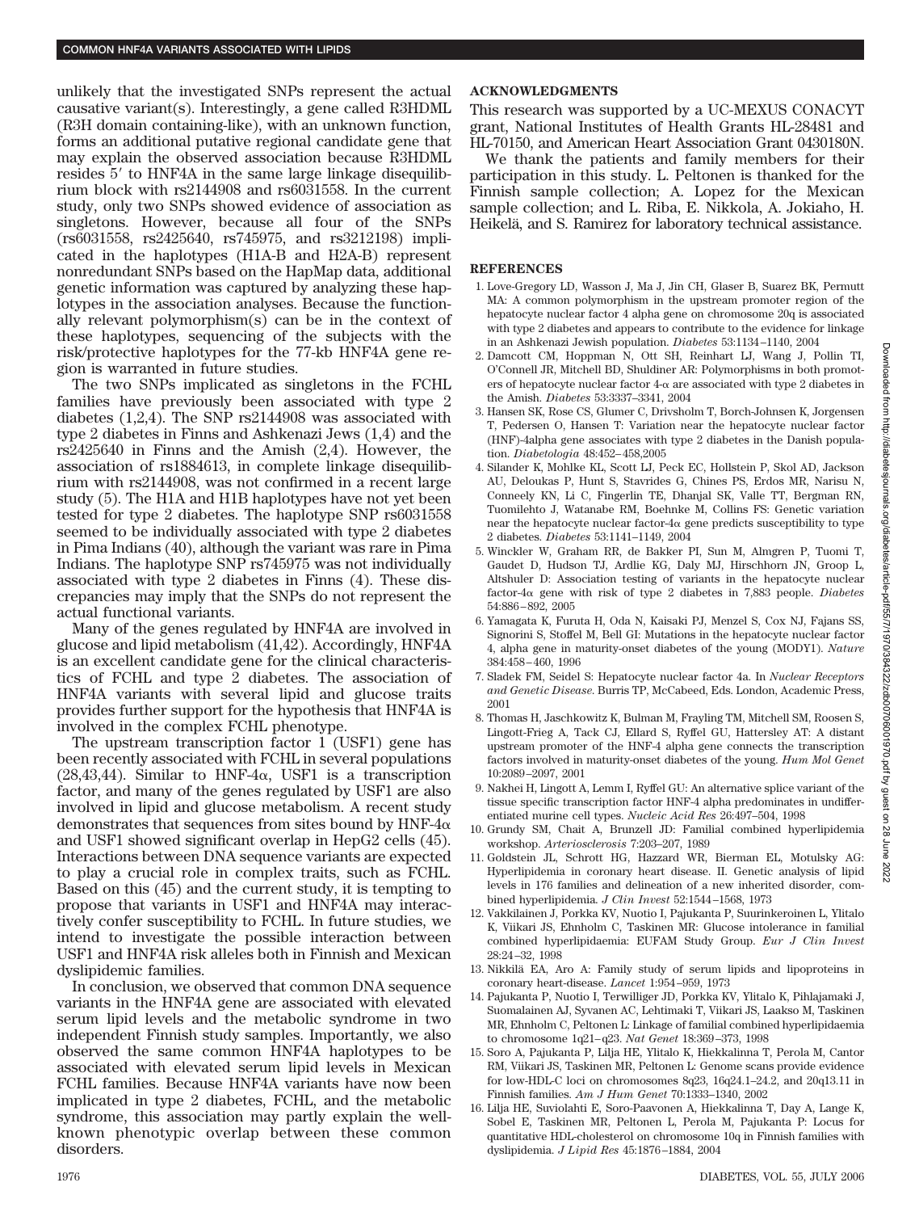unlikely that the investigated SNPs represent the actual causative variant(s). Interestingly, a gene called R3HDML (R3H domain containing-like), with an unknown function, forms an additional putative regional candidate gene that may explain the observed association because R3HDML resides 5′ to HNF4A in the same large linkage disequilibrium block with rs2144908 and rs6031558. In the current study, only two SNPs showed evidence of association as singletons. However, because all four of the SNPs (rs6031558, rs2425640, rs745975, and rs3212198) implicated in the haplotypes (H1A-B and H2A-B) represent nonredundant SNPs based on the HapMap data, additional genetic information was captured by analyzing these haplotypes in the association analyses. Because the functionally relevant polymorphism(s) can be in the context of these haplotypes, sequencing of the subjects with the risk/protective haplotypes for the 77-kb HNF4A gene region is warranted in future studies.

The two SNPs implicated as singletons in the FCHL families have previously been associated with type 2 diabetes (1,2,4). The SNP rs2144908 was associated with type 2 diabetes in Finns and Ashkenazi Jews (1,4) and the rs2425640 in Finns and the Amish (2,4). However, the association of rs1884613, in complete linkage disequilibrium with rs2144908, was not confirmed in a recent large study (5). The H1A and H1B haplotypes have not yet been tested for type 2 diabetes. The haplotype SNP rs6031558 seemed to be individually associated with type 2 diabetes in Pima Indians (40), although the variant was rare in Pima Indians. The haplotype SNP rs745975 was not individually associated with type 2 diabetes in Finns (4). These discrepancies may imply that the SNPs do not represent the actual functional variants.

Many of the genes regulated by HNF4A are involved in glucose and lipid metabolism (41,42). Accordingly, HNF4A is an excellent candidate gene for the clinical characteristics of FCHL and type 2 diabetes. The association of HNF4A variants with several lipid and glucose traits provides further support for the hypothesis that HNF4A is involved in the complex FCHL phenotype.

The upstream transcription factor 1 (USF1) gene has been recently associated with FCHL in several populations (28,43,44). Similar to HNF-4α, USF1 is a transcription factor, and many of the genes regulated by USF1 are also involved in lipid and glucose metabolism. A recent study demonstrates that sequences from sites bound by HNF-4α and USF1 showed significant overlap in HepG2 cells (45). Interactions between DNA sequence variants are expected to play a crucial role in complex traits, such as FCHL. Based on this (45) and the current study, it is tempting to propose that variants in USF1 and HNF4A may interactively confer susceptibility to FCHL. In future studies, we intend to investigate the possible interaction between USF1 and HNF4A risk alleles both in Finnish and Mexican dyslipidemic families.

In conclusion, we observed that common DNA sequence variants in the HNF4A gene are associated with elevated serum lipid levels and the metabolic syndrome in two independent Finnish study samples. Importantly, we also observed the same common HNF4A haplotypes to be associated with elevated serum lipid levels in Mexican FCHL families. Because HNF4A variants have now been implicated in type 2 diabetes, FCHL, and the metabolic syndrome, this association may partly explain the well-known phenotypic overlap between these common disorders.

## ACKNOWLEDGMENTS

This research was supported by a UC-MEXUS CONACYT grant, National Institutes of Health Grants HL-28481 and HL-70150, and American Heart Association Grant 0430180N.

We thank the patients and family members for their participation in this study. L. Peltonen is thanked for the Finnish sample collection; A. Lopez for the Mexican sample collection; and L. Riba, E. Nikkola, A. Jokiaho, H. Heikelä, and S. Ramirez for laboratory technical assistance.

## REFERENCES

1. Love-Gregory LD, Wasson J, Ma J, Jin CH, Glaser B, Suarez BK, Permutt MA: A common polymorphism in the upstream promoter region of the hepatocyte nuclear factor 4 alpha gene on chromosome 20q is associated with type 2 diabetes and appears to contribute to the evidence for linkage in an Ashkenazi Jewish population. *Diabetes* 53:1134–1140, 2004
2. Damcott CM, Hoppman N, Ott SH, Reinhart LJ, Wang J, Pollin TI, O'Connell JR, Mitchell BD, Shuldiner AR: Polymorphisms in both promoters of hepatocyte nuclear factor 4-α are associated with type 2 diabetes in the Amish. *Diabetes* 53:3337–3341, 2004
3. Hansen SK, Rose CS, Glumer C, Drivsholm T, Borch-Johnsen K, Jorgensen T, Pedersen O, Hansen T: Variation near the hepatocyte nuclear factor (HNF)-4alpha gene associates with type 2 diabetes in the Danish population. *Diabetologia* 48:452–458,2005
4. Silander K, Mohlke KL, Scott LJ, Peck EC, Hollstein P, Skol AD, Jackson AU, Deloukas P, Hunt S, Stavrides G, Chines PS, Erdos MR, Narisu N, Conneely KN, Li C, Fingerlin TE, Dhanjal SK, Valle TT, Bergman RN, Tuomilehto J, Watanabe RM, Boehnke M, Collins FS: Genetic variation near the hepatocyte nuclear factor-4α gene predicts susceptibility to type 2 diabetes. *Diabetes* 53:1141–1149, 2004
5. Winckler W, Graham RR, de Bakker PI, Sun M, Almgren P, Tuomi T, Gaudet D, Hudson TJ, Ardlie KG, Daly MJ, Hirschhorn JN, Groop L, Altshuler D: Association testing of variants in the hepatocyte nuclear factor-4α gene with risk of type 2 diabetes in 7,883 people. *Diabetes* 54:886–892, 2005
6. Yamagata K, Furuta H, Oda N, Kaisaki PJ, Menzel S, Cox NJ, Fajans SS, Signorini S, Stoffel M, Bell GI: Mutations in the hepatocyte nuclear factor 4, alpha gene in maturity-onset diabetes of the young (MODY1). *Nature* 384:458–460, 1996
7. Sladek FM, Seidel S: Hepatocyte nuclear factor 4a. In *Nuclear Receptors and Genetic Disease*. Burris TP, McCabeed, Eds. London, Academic Press, 2001
8. Thomas H, Jaschkowitz K, Bulman M, Frayling TM, Mitchell SM, Roosen S, Lingott-Frieg A, Tack CJ, Ellard S, Ryffel GU, Hattersley AT: A distant upstream promoter of the HNF-4 alpha gene connects the transcription factors involved in maturity-onset diabetes of the young. *Hum Mol Genet* 10:2089–2097, 2001
9. Nakhei H, Lingott A, Lemm I, Ryffel GU: An alternative splice variant of the tissue specific transcription factor HNF-4 alpha predominates in undifferentiated murine cell types. *Nucleic Acid Res* 26:497–504, 1998
10. Grundy SM, Chait A, Brunzell JD: Familial combined hyperlipidemia workshop. *Arteriosclerosis* 7:203–207, 1989
11. Goldstein JL, Schrott HG, Hazzard WR, Bierman EL, Motulsky AG: Hyperlipidemia in coronary heart disease. II. Genetic analysis of lipid levels in 176 families and delineation of a new inherited disorder, combined hyperlipidemia. *J Clin Invest* 52:1544–1568, 1973
12. Vakkilainen J, Porkka KV, Nuotio I, Pajukanta P, Suurinkeroinen L, Ylitalo K, Viikari JS, Ehnholm C, Taskinen MR: Glucose intolerance in familial combined hyperlipidaemia: EUFAM Study Group. *Eur J Clin Invest* 28:24–32, 1998
13. Nikkilä EA, Aro A: Family study of serum lipids and lipoproteins in coronary heart-disease. *Lancet* 1:954–959, 1973
14. Pajukanta P, Nuotio I, Terwilliger JD, Porkka KV, Ylitalo K, Pihlajamaki J, Suomalainen AJ, Syvanen AC, Lehtimaki T, Viikari JS, Laakso M, Taskinen MR, Ehnholm C, Peltonen L: Linkage of familial combined hyperlipidaemia to chromosome 1q21–q23. *Nat Genet* 18:369–373, 1998
15. Soro A, Pajukanta P, Lilja HE, Ylitalo K, Hiekkalinna T, Perola M, Cantor RM, Viikari JS, Taskinen MR, Peltonen L: Genome scans provide evidence for low-HDL-C loci on chromosomes 8q23, 16q24.1–24.2, and 20q13.11 in Finnish families. *Am J Hum Genet* 70:1333–1340, 2002
16. Lilja HE, Suviolahti E, Soro-Paavonen A, Hiekkalinna T, Day A, Lange K, Sobel E, Taskinen MR, Peltonen L, Perola M, Pajukanta P: Locus for quantitative HDL-cholesterol on chromosome 10q in Finnish families with dyslipidemia. *J Lipid Res* 45:1876–1884, 2004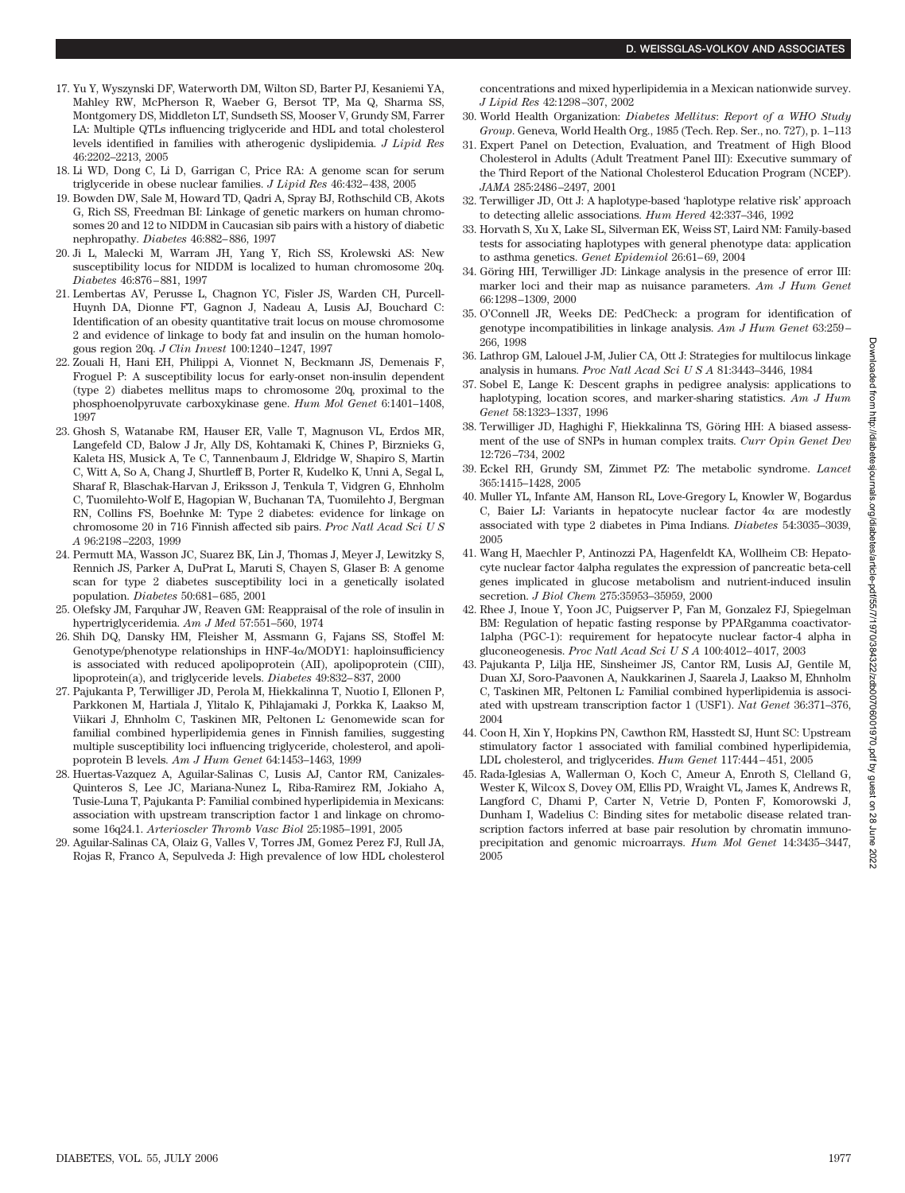17. Yu Y, Wyszynski DF, Waterworth DM, Wilton SD, Barter PJ, Kesaniemi YA, Mahley RW, McPherson R, Waeber G, Bersot TP, Ma Q, Sharma SS, Montgomery DS, Middleton LT, Sundseth SS, Mooser V, Grundy SM, Farrer LA: Multiple QTLs influencing triglyceride and HDL and total cholesterol levels identified in families with atherogenic dyslipidemia. *J Lipid Res* 46:2202–2213, 2005
18. Li WD, Dong C, Li D, Garrigan C, Price RA: A genome scan for serum triglyceride in obese nuclear families. *J Lipid Res* 46:432–438, 2005
19. Bowden DW, Sale M, Howard TD, Qadri A, Spray BJ, Rothschild CB, Akots G, Rich SS, Freedman BI: Linkage of genetic markers on human chromosomes 20 and 12 to NIDDM in Caucasian sib pairs with a history of diabetic nephropathy. *Diabetes* 46:882–886, 1997
20. Ji L, Malecki M, Warram JH, Yang Y, Rich SS, Krolewski AS: New susceptibility locus for NIDDM is localized to human chromosome 20q. *Diabetes* 46:876–881, 1997
21. Lembertas AV, Perusse L, Chagnon YC, Fisler JS, Warden CH, Purcell-Huynh DA, Dionne FT, Gagnon J, Nadeau A, Lusis AJ, Bouchard C: Identification of an obesity quantitative trait locus on mouse chromosome 2 and evidence of linkage to body fat and insulin on the human homologous region 20q. *J Clin Invest* 100:1240–1247, 1997
22. Zouali H, Hani EH, Philippi A, Vionnet N, Beckmann JS, Demenais F, Froguel P: A susceptibility locus for early-onset non-insulin dependent (type 2) diabetes mellitus maps to chromosome 20q, proximal to the phosphoenolpyruvate carboxykinase gene. *Hum Mol Genet* 6:1401–1408, 1997
23. Ghosh S, Watanabe RM, Hauser ER, Valle T, Magnuson VL, Erdos MR, Langefeld CD, Balow J Jr, Ally DS, Kohtamaki K, Chines P, Birznieks G, Kaleta HS, Musick A, Te C, Tannenbaum J, Eldridge W, Shapiro S, Martin C, Witt A, So A, Chang J, Shurtleff B, Porter R, Kudelko K, Unni A, Segal L, Sharaf R, Blaschak-Harvan J, Eriksson J, Tenkula T, Vidgren G, Ehnholm C, Tuomilehto-Wolf E, Hagopian W, Buchanan TA, Tuomilehto J, Bergman RN, Collins FS, Boehnke M: Type 2 diabetes: evidence for linkage on chromosome 20 in 716 Finnish affected sib pairs. *Proc Natl Acad Sci U S A* 96:2198–2203, 1999
24. Permutt MA, Wasson JC, Suarez BK, Lin J, Thomas J, Meyer J, Lewitzky S, Rennich JS, Parker A, DuPrat L, Maruti S, Chayen S, Glaser B: A genome scan for type 2 diabetes susceptibility loci in a genetically isolated population. *Diabetes* 50:681–685, 2001
25. Olefsky JM, Farquhar JW, Reaven GM: Reappraisal of the role of insulin in hypertriglyceridemia. *Am J Med* 57:551–560, 1974
26. Shih DQ, Dansky HM, Fleisher M, Assmann G, Fajans SS, Stoffel M: Genotype/phenotype relationships in HNF-4α/MODY1: haploinsufficiency is associated with reduced apolipoprotein (AII), apolipoprotein (CIII), lipoprotein(a), and triglyceride levels. *Diabetes* 49:832–837, 2000
27. Pajukanta P, Terwilliger JD, Perola M, Hiekkalinna T, Nuotio I, Ellonen P, Parkkonen M, Hartiala J, Ylitalo K, Pihlajamaki J, Porkka K, Laakso M, Viikari J, Ehnholm C, Taskinen MR, Peltonen L: Genomewide scan for familial combined hyperlipidemia genes in Finnish families, suggesting multiple susceptibility loci influencing triglyceride, cholesterol, and apolipoprotein B levels. *Am J Hum Genet* 64:1453–1463, 1999
28. Huertas-Vazquez A, Aguilar-Salinas C, Lusis AJ, Cantor RM, Canizales-Quinteros S, Lee JC, Mariana-Nunez L, Riba-Ramirez RM, Jokiaho A, Tusie-Luna T, Pajukanta P: Familial combined hyperlipidemia in Mexicans: association with upstream transcription factor 1 and linkage on chromosome 16q24.1. *Arterioscler Thromb Vasc Biol* 25:1985–1991, 2005
29. Aguilar-Salinas CA, Olaiz G, Valles V, Torres JM, Gomez Perez FJ, Rull JA, Rojas R, Franco A, Sepulveda J: High prevalence of low HDL cholesterol concentrations and mixed hyperlipidemia in a Mexican nationwide survey. *J Lipid Res* 42:1298–307, 2002
30. World Health Organization: *Diabetes Mellitus*: *Report of a WHO Study Group*. Geneva, World Health Org., 1985 (Tech. Rep. Ser., no. 727), p. 1–113
31. Expert Panel on Detection, Evaluation, and Treatment of High Blood Cholesterol in Adults (Adult Treatment Panel III): Executive summary of the Third Report of the National Cholesterol Education Program (NCEP). *JAMA* 285:2486–2497, 2001
32. Terwilliger JD, Ott J: A haplotype-based 'haplotype relative risk' approach to detecting allelic associations. *Hum Hered* 42:337–346, 1992
33. Horvath S, Xu X, Lake SL, Silverman EK, Weiss ST, Laird NM: Family-based tests for associating haplotypes with general phenotype data: application to asthma genetics. *Genet Epidemiol* 26:61–69, 2004
34. Göring HH, Terwilliger JD: Linkage analysis in the presence of error III: marker loci and their map as nuisance parameters. *Am J Hum Genet* 66:1298–1309, 2000
35. O'Connell JR, Weeks DE: PedCheck: a program for identification of genotype incompatibilities in linkage analysis. *Am J Hum Genet* 63:259–266, 1998
36. Lathrop GM, Lalouel J-M, Julier CA, Ott J: Strategies for multilocus linkage analysis in humans. *Proc Natl Acad Sci U S A* 81:3443–3446, 1984
37. Sobel E, Lange K: Descent graphs in pedigree analysis: applications to haplotyping, location scores, and marker-sharing statistics. *Am J Hum Genet* 58:1323–1337, 1996
38. Terwilliger JD, Haghighi F, Hiekkalinna TS, Göring HH: A biased assessment of the use of SNPs in human complex traits. *Curr Opin Genet Dev* 12:726–734, 2002
39. Eckel RH, Grundy SM, Zimmet PZ: The metabolic syndrome. *Lancet* 365:1415–1428, 2005
40. Muller YL, Infante AM, Hanson RL, Love-Gregory L, Knowler W, Bogardus C, Baier LJ: Variants in hepatocyte nuclear factor 4α are modestly associated with type 2 diabetes in Pima Indians. *Diabetes* 54:3035–3039, 2005
41. Wang H, Maechler P, Antinozzi PA, Hagenfeldt KA, Wollheim CB: Hepatocyte nuclear factor 4alpha regulates the expression of pancreatic beta-cell genes implicated in glucose metabolism and nutrient-induced insulin secretion. *J Biol Chem* 275:35953–35959, 2000
42. Rhee J, Inoue Y, Yoon JC, Puigserver P, Fan M, Gonzalez FJ, Spiegelman BM: Regulation of hepatic fasting response by PPARgamma coactivator-1alpha (PGC-1): requirement for hepatocyte nuclear factor-4 alpha in gluconeogenesis. *Proc Natl Acad Sci U S A* 100:4012–4017, 2003
43. Pajukanta P, Lilja HE, Sinsheimer JS, Cantor RM, Lusis AJ, Gentile M, Duan XJ, Soro-Paavonen A, Naukkarinen J, Saarela J, Laakso M, Ehnholm C, Taskinen MR, Peltonen L: Familial combined hyperlipidemia is associated with upstream transcription factor 1 (USF1). *Nat Genet* 36:371–376, 2004
44. Coon H, Xin Y, Hopkins PN, Cawthon RM, Hasstedt SJ, Hunt SC: Upstream stimulatory factor 1 associated with familial combined hyperlipidemia, LDL cholesterol, and triglycerides. *Hum Genet* 117:444–451, 2005
45. Rada-Iglesias A, Wallerman O, Koch C, Ameur A, Enroth S, Clelland G, Wester K, Wilcox S, Dovey OM, Ellis PD, Wraight VL, James K, Andrews R, Langford C, Dhami P, Carter N, Vetrie D, Ponten F, Komorowski J, Dunham I, Wadelius C: Binding sites for metabolic disease related transcription factors inferred at base pair resolution by chromatin immunoprecipitation and genomic microarrays. *Hum Mol Genet* 14:3435–3447, 2005